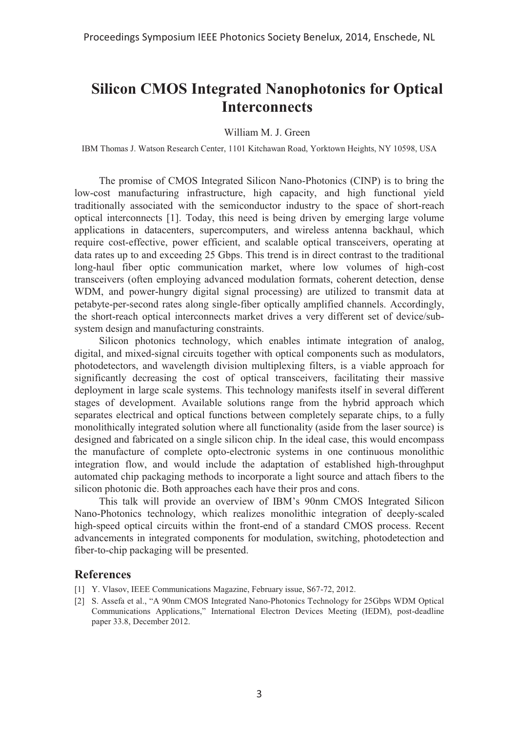# Silicon CMOS Integrated Nanophotonics for Optical Interconnects

William M. J. Green

IBM Thomas J. Watson Research Center, 1101 Kitchawan Road, Yorktown Heights, NY 10598, USA

The promise of CMOS Integrated Silicon Nano-Photonics (CINP) is to bring the low-cost manufacturing infrastructure, high capacity, and high functional yield traditionally associated with the semiconductor industry to the space of short-reach optical interconnects [1]. Today, this need is being driven by emerging large volume applications in datacenters, supercomputers, and wireless antenna backhaul, which require cost-effective, power efficient, and scalable optical transceivers, operating at data rates up to and exceeding 25 Gbps. This trend is in direct contrast to the traditional long-haul fiber optic communication market, where low volumes of high-cost transceivers (often employing advanced modulation formats, coherent detection, dense WDM, and power-hungry digital signal processing) are utilized to transmit data at petabyte-per-second rates along single-fiber optically amplified channels. Accordingly, the short-reach optical interconnects market drives a very different set of device/sub-system design and manufacturing constraints.

Silicon photonics technology, which enables intimate integration of analog, digital, and mixed-signal circuits together with optical components such as modulators, photodetectors, and wavelength division multiplexing filters, is a viable approach for significantly decreasing the cost of optical transceivers, facilitating their massive deployment in large scale systems. This technology manifests itself in several different stages of development. Available solutions range from the hybrid approach which separates electrical and optical functions between completely separate chips, to a fully monolithically integrated solution where all functionality (aside from the laser source) is designed and fabricated on a single silicon chip. In the ideal case, this would encompass the manufacture of complete opto-electronic systems in one continuous monolithic integration flow, and would include the adaptation of established high-throughput automated chip packaging methods to incorporate a light source and attach fibers to the silicon photonic die. Both approaches each have their pros and cons.

This talk will provide an overview of IBM's 90nm CMOS Integrated Silicon Nano-Photonics technology, which realizes monolithic integration of deeply-scaled high-speed optical circuits within the front-end of a standard CMOS process. Recent advancements in integrated components for modulation, switching, photodetection and fiber-to-chip packaging will be presented.

## References

[1] Y. Vlasov, IEEE Communications Magazine, February issue, S67-72, 2012.

[2] S. Assefa et al., "A 90nm CMOS Integrated Nano-Photonics Technology for 25Gbps WDM Optical Communications Applications," International Electron Devices Meeting (IEDM), post-deadline paper 33.8, December 2012.